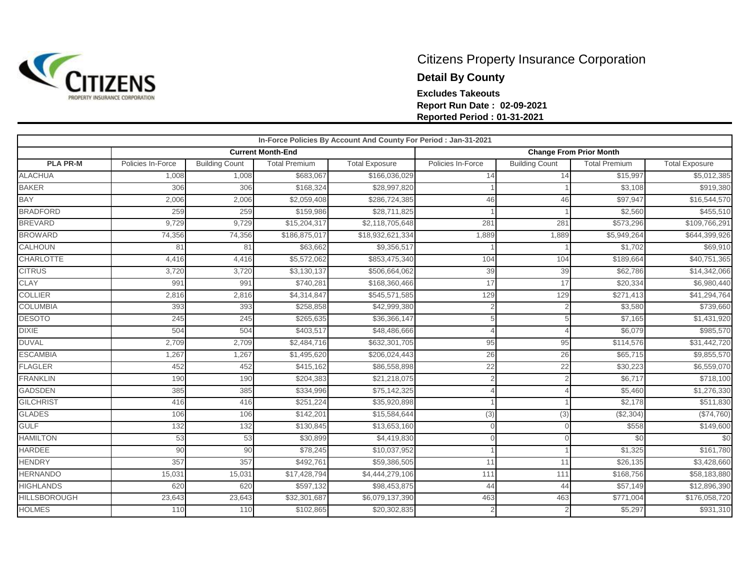# Citizens Property Insurance Corporation

## Detail By County

**Excludes Takeouts**
**Report Run Date : 02-09-2021**
**Reported Period : 01-31-2021**

| In-Force Policies By Account And County For Period : Jan-31-2021 | | | | | | | | |
|---|---|---|---|---|---|---|---|---|
| | Current Month-End | | | | Change From Prior Month | | | |
| PLA PR-M | Policies In-Force | Building Count | Total Premium | Total Exposure | Policies In-Force | Building Count | Total Premium | Total Exposure |
| ALACHUA | 1,008 | 1,008 | $683,067 | $166,036,029 | 14 | 14 | $15,997 | $5,012,385 |
| BAKER | 306 | 306 | $168,324 | $28,997,820 | 1 | 1 | $3,108 | $919,380 |
| BAY | 2,006 | 2,006 | $2,059,408 | $286,724,385 | 46 | 46 | $97,947 | $16,544,570 |
| BRADFORD | 259 | 259 | $159,986 | $28,711,825 | 1 | 1 | $2,560 | $455,510 |
| BREVARD | 9,729 | 9,729 | $15,204,317 | $2,118,705,648 | 281 | 281 | $573,296 | $109,766,291 |
| BROWARD | 74,356 | 74,356 | $186,875,017 | $18,932,621,334 | 1,889 | 1,889 | $5,949,264 | $644,399,926 |
| CALHOUN | 81 | 81 | $63,662 | $9,356,517 | 1 | 1 | $1,702 | $69,910 |
| CHARLOTTE | 4,416 | 4,416 | $5,572,062 | $853,475,340 | 104 | 104 | $189,664 | $40,751,365 |
| CITRUS | 3,720 | 3,720 | $3,130,137 | $506,664,062 | 39 | 39 | $62,786 | $14,342,066 |
| CLAY | 991 | 991 | $740,281 | $168,360,466 | 17 | 17 | $20,334 | $6,980,440 |
| COLLIER | 2,816 | 2,816 | $4,314,847 | $545,571,585 | 129 | 129 | $271,413 | $41,294,764 |
| COLUMBIA | 393 | 393 | $258,858 | $42,999,380 | 2 | 2 | $3,580 | $739,660 |
| DESOTO | 245 | 245 | $265,635 | $36,366,147 | 5 | 5 | $7,165 | $1,431,920 |
| DIXIE | 504 | 504 | $403,517 | $48,486,666 | 4 | 4 | $6,079 | $985,570 |
| DUVAL | 2,709 | 2,709 | $2,484,716 | $632,301,705 | 95 | 95 | $114,576 | $31,442,720 |
| ESCAMBIA | 1,267 | 1,267 | $1,495,620 | $206,024,443 | 26 | 26 | $65,715 | $9,855,570 |
| FLAGLER | 452 | 452 | $415,162 | $86,558,898 | 22 | 22 | $30,223 | $6,559,070 |
| FRANKLIN | 190 | 190 | $204,383 | $21,218,075 | 2 | 2 | $6,717 | $718,100 |
| GADSDEN | 385 | 385 | $334,996 | $75,142,325 | 4 | 4 | $5,460 | $1,276,330 |
| GILCHRIST | 416 | 416 | $251,224 | $35,920,898 | 1 | 1 | $2,178 | $511,830 |
| GLADES | 106 | 106 | $142,201 | $15,584,644 | (3) | (3) | ($2,304) | ($74,760) |
| GULF | 132 | 132 | $130,845 | $13,653,160 | 0 | 0 | $558 | $149,600 |
| HAMILTON | 53 | 53 | $30,899 | $4,419,830 | 0 | 0 | $0 | $0 |
| HARDEE | 90 | 90 | $78,245 | $10,037,952 | 1 | 1 | $1,325 | $161,780 |
| HENDRY | 357 | 357 | $492,761 | $59,386,505 | 11 | 11 | $26,135 | $3,428,660 |
| HERNANDO | 15,031 | 15,031 | $17,428,794 | $4,444,279,106 | 111 | 111 | $168,756 | $58,183,880 |
| HIGHLANDS | 620 | 620 | $597,132 | $98,453,875 | 44 | 44 | $57,149 | $12,896,390 |
| HILLSBOROUGH | 23,643 | 23,643 | $32,301,687 | $6,079,137,390 | 463 | 463 | $771,004 | $176,058,720 |
| HOLMES | 110 | 110 | $102,865 | $20,302,835 | 2 | 2 | $5,297 | $931,310 |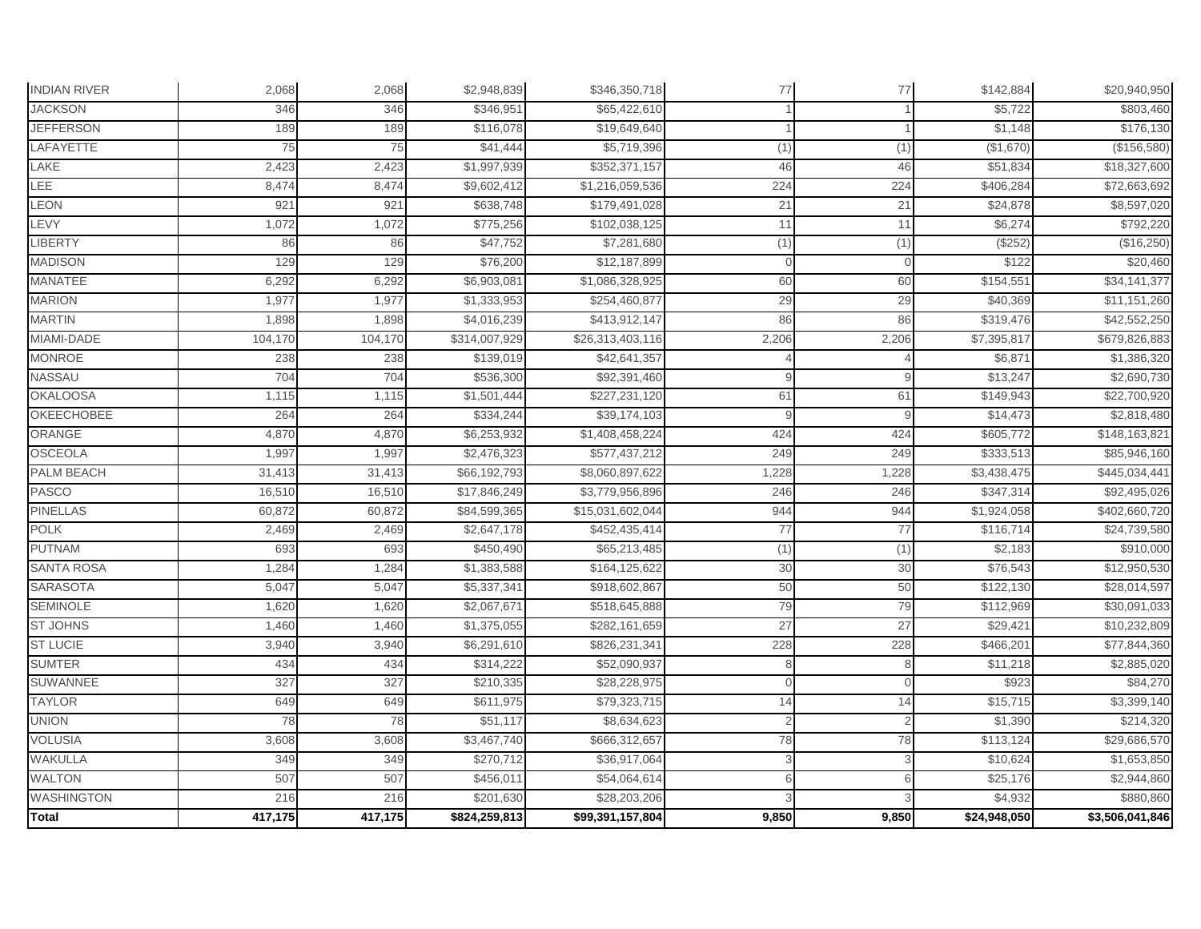| | | | | | | | | |
|---|---|---|---|---|---|---|---|---|
| INDIAN RIVER | 2,068 | 2,068 | $2,948,839 | $346,350,718 | 77 | 77 | $142,884 | $20,940,950 |
| JACKSON | 346 | 346 | $346,951 | $65,422,610 | 1 | 1 | $5,722 | $803,460 |
| JEFFERSON | 189 | 189 | $116,078 | $19,649,640 | 1 | 1 | $1,148 | $176,130 |
| LAFAYETTE | 75 | 75 | $41,444 | $5,719,396 | (1) | (1) | ($1,670) | ($156,580) |
| LAKE | 2,423 | 2,423 | $1,997,939 | $352,371,157 | 46 | 46 | $51,834 | $18,327,600 |
| LEE | 8,474 | 8,474 | $9,602,412 | $1,216,059,536 | 224 | 224 | $406,284 | $72,663,692 |
| LEON | 921 | 921 | $638,748 | $179,491,028 | 21 | 21 | $24,878 | $8,597,020 |
| LEVY | 1,072 | 1,072 | $775,256 | $102,038,125 | 11 | 11 | $6,274 | $792,220 |
| LIBERTY | 86 | 86 | $47,752 | $7,281,680 | (1) | (1) | ($252) | ($16,250) |
| MADISON | 129 | 129 | $76,200 | $12,187,899 | 0 | 0 | $122 | $20,460 |
| MANATEE | 6,292 | 6,292 | $6,903,081 | $1,086,328,925 | 60 | 60 | $154,551 | $34,141,377 |
| MARION | 1,977 | 1,977 | $1,333,953 | $254,460,877 | 29 | 29 | $40,369 | $11,151,260 |
| MARTIN | 1,898 | 1,898 | $4,016,239 | $413,912,147 | 86 | 86 | $319,476 | $42,552,250 |
| MIAMI-DADE | 104,170 | 104,170 | $314,007,929 | $26,313,403,116 | 2,206 | 2,206 | $7,395,817 | $679,826,883 |
| MONROE | 238 | 238 | $139,019 | $42,641,357 | 4 | 4 | $6,871 | $1,386,320 |
| NASSAU | 704 | 704 | $536,300 | $92,391,460 | 9 | 9 | $13,247 | $2,690,730 |
| OKALOOSA | 1,115 | 1,115 | $1,501,444 | $227,231,120 | 61 | 61 | $149,943 | $22,700,920 |
| OKEECHOBEE | 264 | 264 | $334,244 | $39,174,103 | 9 | 9 | $14,473 | $2,818,480 |
| ORANGE | 4,870 | 4,870 | $6,253,932 | $1,408,458,224 | 424 | 424 | $605,772 | $148,163,821 |
| OSCEOLA | 1,997 | 1,997 | $2,476,323 | $577,437,212 | 249 | 249 | $333,513 | $85,946,160 |
| PALM BEACH | 31,413 | 31,413 | $66,192,793 | $8,060,897,622 | 1,228 | 1,228 | $3,438,475 | $445,034,441 |
| PASCO | 16,510 | 16,510 | $17,846,249 | $3,779,956,896 | 246 | 246 | $347,314 | $92,495,026 |
| PINELLAS | 60,872 | 60,872 | $84,599,365 | $15,031,602,044 | 944 | 944 | $1,924,058 | $402,660,720 |
| POLK | 2,469 | 2,469 | $2,647,178 | $452,435,414 | 77 | 77 | $116,714 | $24,739,580 |
| PUTNAM | 693 | 693 | $450,490 | $65,213,485 | (1) | (1) | $2,183 | $910,000 |
| SANTA ROSA | 1,284 | 1,284 | $1,383,588 | $164,125,622 | 30 | 30 | $76,543 | $12,950,530 |
| SARASOTA | 5,047 | 5,047 | $5,337,341 | $918,602,867 | 50 | 50 | $122,130 | $28,014,597 |
| SEMINOLE | 1,620 | 1,620 | $2,067,671 | $518,645,888 | 79 | 79 | $112,969 | $30,091,033 |
| ST JOHNS | 1,460 | 1,460 | $1,375,055 | $282,161,659 | 27 | 27 | $29,421 | $10,232,809 |
| ST LUCIE | 3,940 | 3,940 | $6,291,610 | $826,231,341 | 228 | 228 | $466,201 | $77,844,360 |
| SUMTER | 434 | 434 | $314,222 | $52,090,937 | 8 | 8 | $11,218 | $2,885,020 |
| SUWANNEE | 327 | 327 | $210,335 | $28,228,975 | 0 | 0 | $923 | $84,270 |
| TAYLOR | 649 | 649 | $611,975 | $79,323,715 | 14 | 14 | $15,715 | $3,399,140 |
| UNION | 78 | 78 | $51,117 | $8,634,623 | 2 | 2 | $1,390 | $214,320 |
| VOLUSIA | 3,608 | 3,608 | $3,467,740 | $666,312,657 | 78 | 78 | $113,124 | $29,686,570 |
| WAKULLA | 349 | 349 | $270,712 | $36,917,064 | 3 | 3 | $10,624 | $1,653,850 |
| WALTON | 507 | 507 | $456,011 | $54,064,614 | 6 | 6 | $25,176 | $2,944,860 |
| WASHINGTON | 216 | 216 | $201,630 | $28,203,206 | 3 | 3 | $4,932 | $880,860 |
| **Total** | **417,175** | **417,175** | **$824,259,813** | **$99,391,157,804** | **9,850** | **9,850** | **$24,948,050** | **$3,506,041,846** |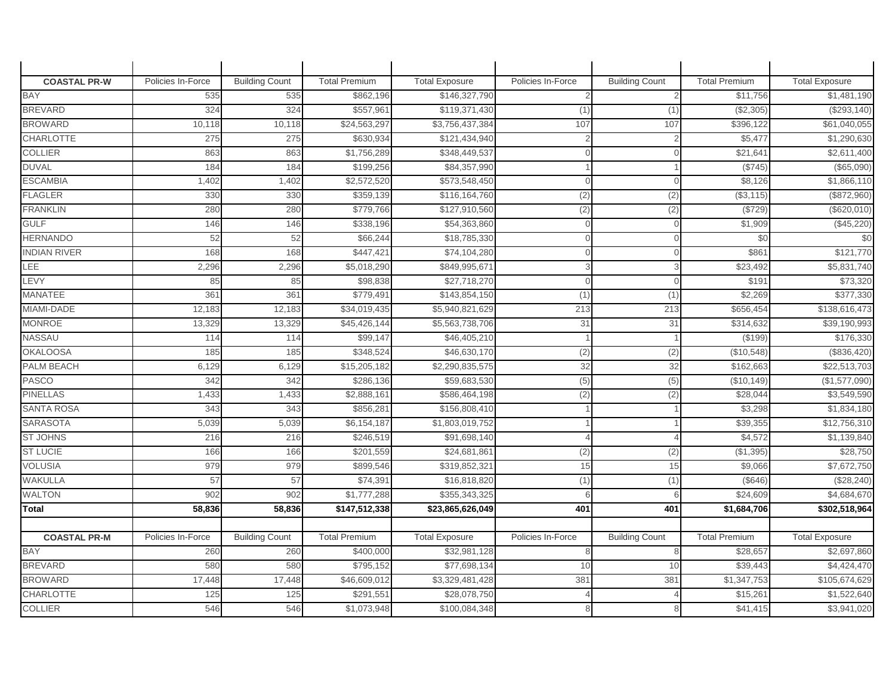| COASTAL PR-W | Policies In-Force | Building Count | Total Premium | Total Exposure | Policies In-Force | Building Count | Total Premium | Total Exposure |
|---|---|---|---|---|---|---|---|---|
| BAY | 535 | 535 | $862,196 | $146,327,790 | 2 | 2 | $11,756 | $1,481,190 |
| BREVARD | 324 | 324 | $557,961 | $119,371,430 | (1) | (1) | ($2,305) | ($293,140) |
| BROWARD | 10,118 | 10,118 | $24,563,297 | $3,756,437,384 | 107 | 107 | $396,122 | $61,040,055 |
| CHARLOTTE | 275 | 275 | $630,934 | $121,434,940 | 2 | 2 | $5,477 | $1,290,630 |
| COLLIER | 863 | 863 | $1,756,289 | $348,449,537 | 0 | 0 | $21,641 | $2,611,400 |
| DUVAL | 184 | 184 | $199,256 | $84,357,990 | 1 | 1 | ($745) | ($65,090) |
| ESCAMBIA | 1,402 | 1,402 | $2,572,520 | $573,548,450 | 0 | 0 | $8,126 | $1,866,110 |
| FLAGLER | 330 | 330 | $359,139 | $116,164,760 | (2) | (2) | ($3,115) | ($872,960) |
| FRANKLIN | 280 | 280 | $779,766 | $127,910,560 | (2) | (2) | ($729) | ($620,010) |
| GULF | 146 | 146 | $338,196 | $54,363,860 | 0 | 0 | $1,909 | ($45,220) |
| HERNANDO | 52 | 52 | $66,244 | $18,785,330 | 0 | 0 | $0 | $0 |
| INDIAN RIVER | 168 | 168 | $447,421 | $74,104,280 | 0 | 0 | $861 | $121,770 |
| LEE | 2,296 | 2,296 | $5,018,290 | $849,995,671 | 3 | 3 | $23,492 | $5,831,740 |
| LEVY | 85 | 85 | $98,838 | $27,718,270 | 0 | 0 | $191 | $73,320 |
| MANATEE | 361 | 361 | $779,491 | $143,854,150 | (1) | (1) | $2,269 | $377,330 |
| MIAMI-DADE | 12,183 | 12,183 | $34,019,435 | $5,940,821,629 | 213 | 213 | $656,454 | $138,616,473 |
| MONROE | 13,329 | 13,329 | $45,426,144 | $5,563,738,706 | 31 | 31 | $314,632 | $39,190,993 |
| NASSAU | 114 | 114 | $99,147 | $46,405,210 | 1 | 1 | ($199) | $176,330 |
| OKALOOSA | 185 | 185 | $348,524 | $46,630,170 | (2) | (2) | ($10,548) | ($836,420) |
| PALM BEACH | 6,129 | 6,129 | $15,205,182 | $2,290,835,575 | 32 | 32 | $162,663 | $22,513,703 |
| PASCO | 342 | 342 | $286,136 | $59,683,530 | (5) | (5) | ($10,149) | ($1,577,090) |
| PINELLAS | 1,433 | 1,433 | $2,888,161 | $586,464,198 | (2) | (2) | $28,044 | $3,549,590 |
| SANTA ROSA | 343 | 343 | $856,281 | $156,808,410 | 1 | 1 | $3,298 | $1,834,180 |
| SARASOTA | 5,039 | 5,039 | $6,154,187 | $1,803,019,752 | 1 | 1 | $39,355 | $12,756,310 |
| ST JOHNS | 216 | 216 | $246,519 | $91,698,140 | 4 | 4 | $4,572 | $1,139,840 |
| ST LUCIE | 166 | 166 | $201,559 | $24,681,861 | (2) | (2) | ($1,395) | $28,750 |
| VOLUSIA | 979 | 979 | $899,546 | $319,852,321 | 15 | 15 | $9,066 | $7,672,750 |
| WAKULLA | 57 | 57 | $74,391 | $16,818,820 | (1) | (1) | ($646) | ($28,240) |
| WALTON | 902 | 902 | $1,777,288 | $355,343,325 | 6 | 6 | $24,609 | $4,684,670 |
| **Total** | **58,836** | **58,836** | **$147,512,338** | **$23,865,626,049** | **401** | **401** | **$1,684,706** | **$302,518,964** |

| COASTAL PR-M | Policies In-Force | Building Count | Total Premium | Total Exposure | Policies In-Force | Building Count | Total Premium | Total Exposure |
|---|---|---|---|---|---|---|---|---|
| BAY | 260 | 260 | $400,000 | $32,981,128 | 8 | 8 | $28,657 | $2,697,860 |
| BREVARD | 580 | 580 | $795,152 | $77,698,134 | 10 | 10 | $39,443 | $4,424,470 |
| BROWARD | 17,448 | 17,448 | $46,609,012 | $3,329,481,428 | 381 | 381 | $1,347,753 | $105,674,629 |
| CHARLOTTE | 125 | 125 | $291,551 | $28,078,750 | 4 | 4 | $15,261 | $1,522,640 |
| COLLIER | 546 | 546 | $1,073,948 | $100,084,348 | 8 | 8 | $41,415 | $3,941,020 |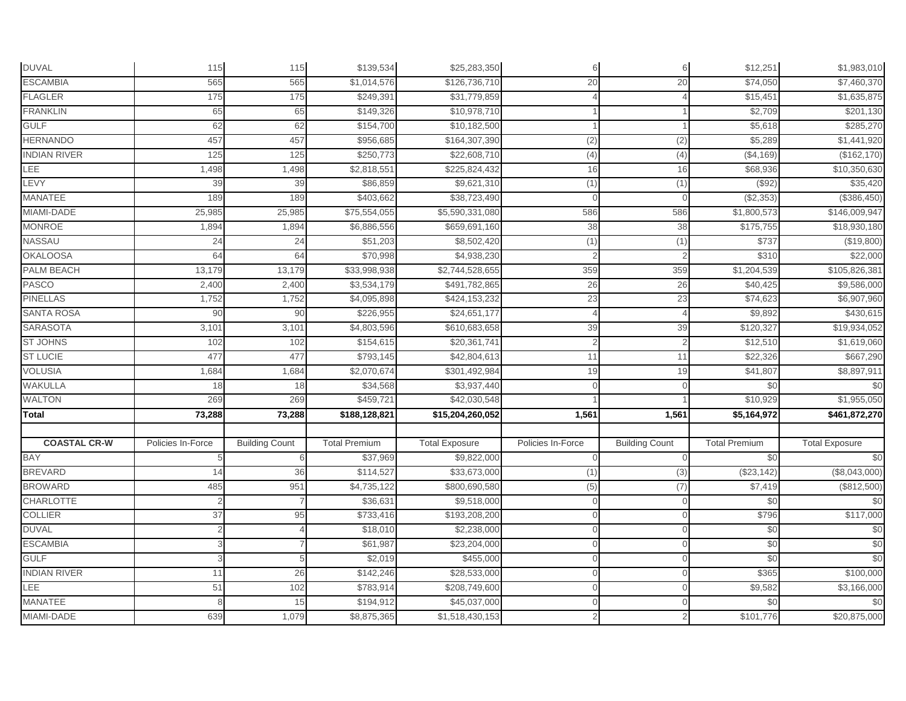| DUVAL | 115 | 115 | $139,534 | $25,283,350 | 6 | 6 | $12,251 | $1,983,010 |
|---|---|---|---|---|---|---|---|---|
| ESCAMBIA | 565 | 565 | $1,014,576 | $126,736,710 | 20 | 20 | $74,050 | $7,460,370 |
| FLAGLER | 175 | 175 | $249,391 | $31,779,859 | 4 | 4 | $15,451 | $1,635,875 |
| FRANKLIN | 65 | 65 | $149,326 | $10,978,710 | 1 | 1 | $2,709 | $201,130 |
| GULF | 62 | 62 | $154,700 | $10,182,500 | 1 | 1 | $5,618 | $285,270 |
| HERNANDO | 457 | 457 | $956,685 | $164,307,390 | (2) | (2) | $5,289 | $1,441,920 |
| INDIAN RIVER | 125 | 125 | $250,773 | $22,608,710 | (4) | (4) | ($4,169) | ($162,170) |
| LEE | 1,498 | 1,498 | $2,818,551 | $225,824,432 | 16 | 16 | $68,936 | $10,350,630 |
| LEVY | 39 | 39 | $86,859 | $9,621,310 | (1) | (1) | ($92) | $35,420 |
| MANATEE | 189 | 189 | $403,662 | $38,723,490 | 0 | 0 | ($2,353) | ($386,450) |
| MIAMI-DADE | 25,985 | 25,985 | $75,554,055 | $5,590,331,080 | 586 | 586 | $1,800,573 | $146,009,947 |
| MONROE | 1,894 | 1,894 | $6,886,556 | $659,691,160 | 38 | 38 | $175,755 | $18,930,180 |
| NASSAU | 24 | 24 | $51,203 | $8,502,420 | (1) | (1) | $737 | ($19,800) |
| OKALOOSA | 64 | 64 | $70,998 | $4,938,230 | 2 | 2 | $310 | $22,000 |
| PALM BEACH | 13,179 | 13,179 | $33,998,938 | $2,744,528,655 | 359 | 359 | $1,204,539 | $105,826,381 |
| PASCO | 2,400 | 2,400 | $3,534,179 | $491,782,865 | 26 | 26 | $40,425 | $9,586,000 |
| PINELLAS | 1,752 | 1,752 | $4,095,898 | $424,153,232 | 23 | 23 | $74,623 | $6,907,960 |
| SANTA ROSA | 90 | 90 | $226,955 | $24,651,177 | 4 | 4 | $9,892 | $430,615 |
| SARASOTA | 3,101 | 3,101 | $4,803,596 | $610,683,658 | 39 | 39 | $120,327 | $19,934,052 |
| ST JOHNS | 102 | 102 | $154,615 | $20,361,741 | 2 | 2 | $12,510 | $1,619,060 |
| ST LUCIE | 477 | 477 | $793,145 | $42,804,613 | 11 | 11 | $22,326 | $667,290 |
| VOLUSIA | 1,684 | 1,684 | $2,070,674 | $301,492,984 | 19 | 19 | $41,807 | $8,897,911 |
| WAKULLA | 18 | 18 | $34,568 | $3,937,440 | 0 | 0 | $0 | $0 |
| WALTON | 269 | 269 | $459,721 | $42,030,548 | 1 | 1 | $10,929 | $1,955,050 |
| **Total** | **73,288** | **73,288** | **$188,128,821** | **$15,204,260,052** | **1,561** | **1,561** | **$5,164,972** | **$461,872,270** |

| **COASTAL CR-W** | Policies In-Force | Building Count | Total Premium | Total Exposure | Policies In-Force | Building Count | Total Premium | Total Exposure |
|---|---|---|---|---|---|---|---|---|
| BAY | 5 | 6 | $37,969 | $9,822,000 | 0 | 0 | $0 | $0 |
| BREVARD | 14 | 36 | $114,527 | $33,673,000 | (1) | (3) | ($23,142) | ($8,043,000) |
| BROWARD | 485 | 951 | $4,735,122 | $800,690,580 | (5) | (7) | $7,419 | ($812,500) |
| CHARLOTTE | 2 | 7 | $36,631 | $9,518,000 | 0 | 0 | $0 | $0 |
| COLLIER | 37 | 95 | $733,416 | $193,208,200 | 0 | 0 | $796 | $117,000 |
| DUVAL | 2 | 4 | $18,010 | $2,238,000 | 0 | 0 | $0 | $0 |
| ESCAMBIA | 3 | 7 | $61,987 | $23,204,000 | 0 | 0 | $0 | $0 |
| GULF | 3 | 5 | $2,019 | $455,000 | 0 | 0 | $0 | $0 |
| INDIAN RIVER | 11 | 26 | $142,246 | $28,533,000 | 0 | 0 | $365 | $100,000 |
| LEE | 51 | 102 | $783,914 | $208,749,600 | 0 | 0 | $9,582 | $3,166,000 |
| MANATEE | 8 | 15 | $194,912 | $45,037,000 | 0 | 0 | $0 | $0 |
| MIAMI-DADE | 639 | 1,079 | $8,875,365 | $1,518,430,153 | 2 | 2 | $101,776 | $20,875,000 |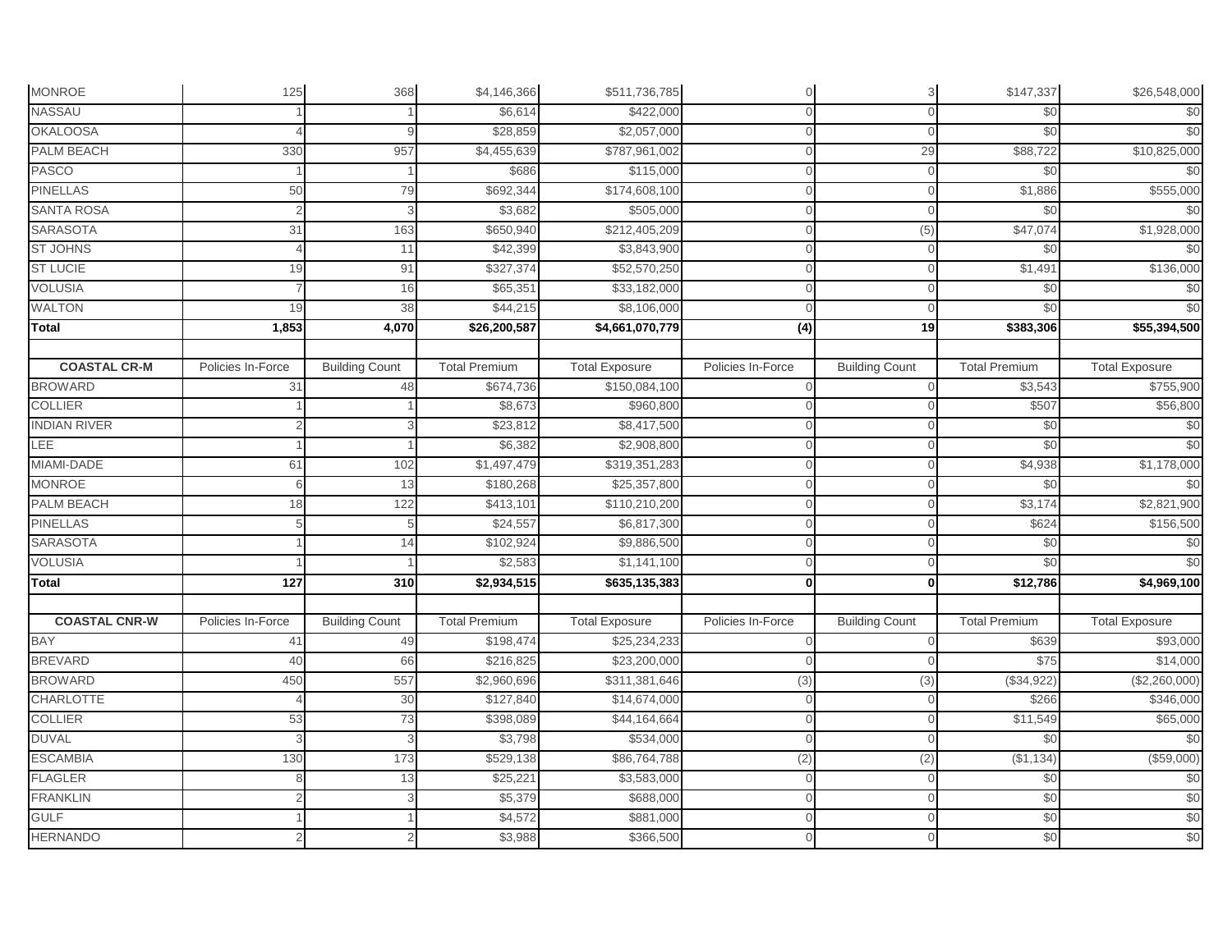| MONROE | 125 | 368 | $4,146,366 | $511,736,785 | 0 | 3 | $147,337 | $26,548,000 |
|---|---|---|---|---|---|---|---|---|
| NASSAU | 1 | 1 | $6,614 | $422,000 | 0 | 0 | $0 | $0 |
| OKALOOSA | 4 | 9 | $28,859 | $2,057,000 | 0 | 0 | $0 | $0 |
| PALM BEACH | 330 | 957 | $4,455,639 | $787,961,002 | 0 | 29 | $88,722 | $10,825,000 |
| PASCO | 1 | 1 | $686 | $115,000 | 0 | 0 | $0 | $0 |
| PINELLAS | 50 | 79 | $692,344 | $174,608,100 | 0 | 0 | $1,886 | $555,000 |
| SANTA ROSA | 2 | 3 | $3,682 | $505,000 | 0 | 0 | $0 | $0 |
| SARASOTA | 31 | 163 | $650,940 | $212,405,209 | 0 | (5) | $47,074 | $1,928,000 |
| ST JOHNS | 4 | 11 | $42,399 | $3,843,900 | 0 | 0 | $0 | $0 |
| ST LUCIE | 19 | 91 | $327,374 | $52,570,250 | 0 | 0 | $1,491 | $136,000 |
| VOLUSIA | 7 | 16 | $65,351 | $33,182,000 | 0 | 0 | $0 | $0 |
| WALTON | 19 | 38 | $44,215 | $8,106,000 | 0 | 0 | $0 | $0 |
| **Total** | **1,853** | **4,070** | **$26,200,587** | **$4,661,070,779** | **(4)** | **19** | **$383,306** | **$55,394,500** |

| **COASTAL CR-M** | Policies In-Force | Building Count | Total Premium | Total Exposure | Policies In-Force | Building Count | Total Premium | Total Exposure |
|---|---|---|---|---|---|---|---|---|
| BROWARD | 31 | 48 | $674,736 | $150,084,100 | 0 | 0 | $3,543 | $755,900 |
| COLLIER | 1 | 1 | $8,673 | $960,800 | 0 | 0 | $507 | $56,800 |
| INDIAN RIVER | 2 | 3 | $23,812 | $8,417,500 | 0 | 0 | $0 | $0 |
| LEE | 1 | 1 | $6,382 | $2,908,800 | 0 | 0 | $0 | $0 |
| MIAMI-DADE | 61 | 102 | $1,497,479 | $319,351,283 | 0 | 0 | $4,938 | $1,178,000 |
| MONROE | 6 | 13 | $180,268 | $25,357,800 | 0 | 0 | $0 | $0 |
| PALM BEACH | 18 | 122 | $413,101 | $110,210,200 | 0 | 0 | $3,174 | $2,821,900 |
| PINELLAS | 5 | 5 | $24,557 | $6,817,300 | 0 | 0 | $624 | $156,500 |
| SARASOTA | 1 | 14 | $102,924 | $9,886,500 | 0 | 0 | $0 | $0 |
| VOLUSIA | 1 | 1 | $2,583 | $1,141,100 | 0 | 0 | $0 | $0 |
| **Total** | **127** | **310** | **$2,934,515** | **$635,135,383** | **0** | **0** | **$12,786** | **$4,969,100** |

| **COASTAL CNR-W** | Policies In-Force | Building Count | Total Premium | Total Exposure | Policies In-Force | Building Count | Total Premium | Total Exposure |
|---|---|---|---|---|---|---|---|---|
| BAY | 41 | 49 | $198,474 | $25,234,233 | 0 | 0 | $639 | $93,000 |
| BREVARD | 40 | 66 | $216,825 | $23,200,000 | 0 | 0 | $75 | $14,000 |
| BROWARD | 450 | 557 | $2,960,696 | $311,381,646 | (3) | (3) | ($34,922) | ($2,260,000) |
| CHARLOTTE | 4 | 30 | $127,840 | $14,674,000 | 0 | 0 | $266 | $346,000 |
| COLLIER | 53 | 73 | $398,089 | $44,164,664 | 0 | 0 | $11,549 | $65,000 |
| DUVAL | 3 | 3 | $3,798 | $534,000 | 0 | 0 | $0 | $0 |
| ESCAMBIA | 130 | 173 | $529,138 | $86,764,788 | (2) | (2) | ($1,134) | ($59,000) |
| FLAGLER | 8 | 13 | $25,221 | $3,583,000 | 0 | 0 | $0 | $0 |
| FRANKLIN | 2 | 3 | $5,379 | $688,000 | 0 | 0 | $0 | $0 |
| GULF | 1 | 1 | $4,572 | $881,000 | 0 | 0 | $0 | $0 |
| HERNANDO | 2 | 2 | $3,988 | $366,500 | 0 | 0 | $0 | $0 |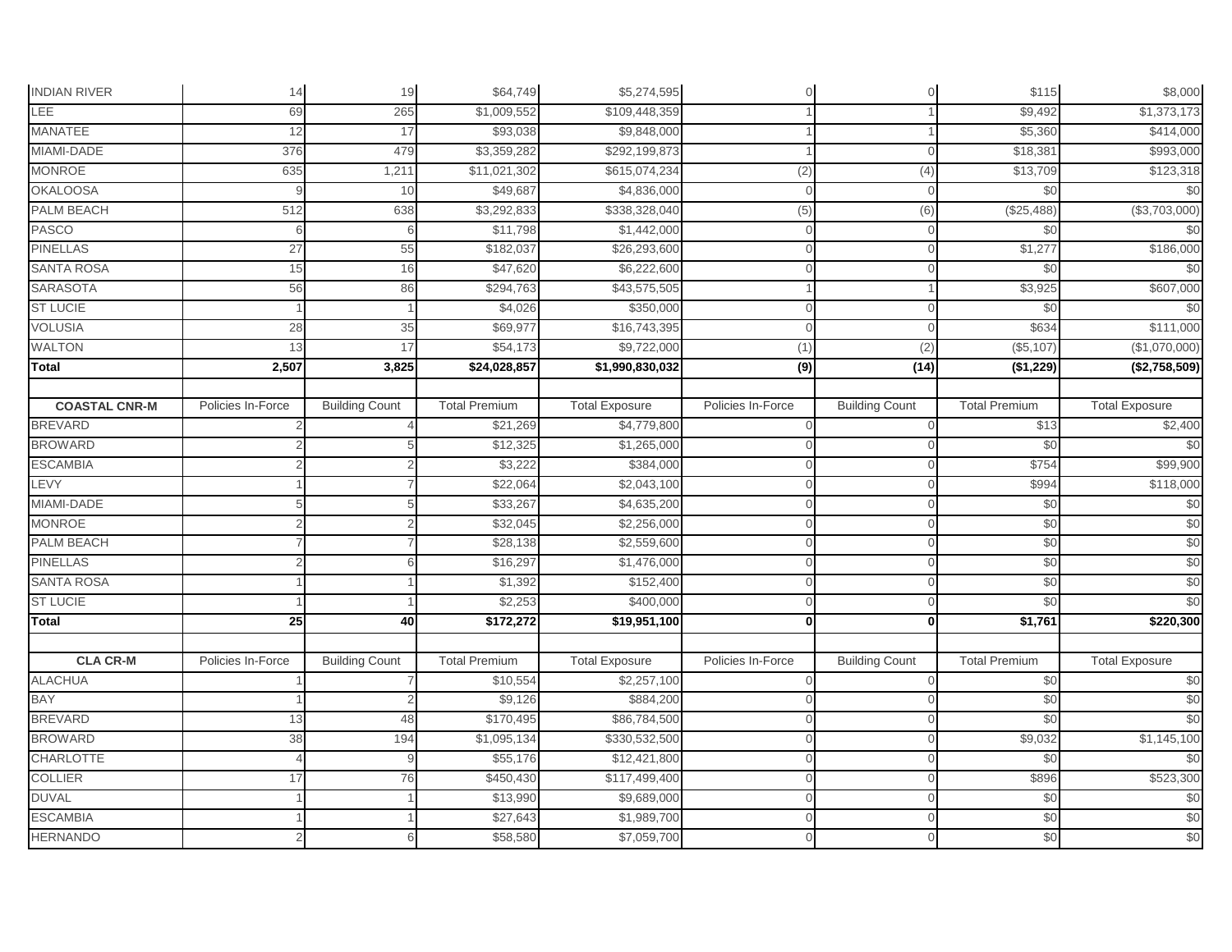| | | | | | | | | |
|---|---|---|---|---|---|---|---|---|
| INDIAN RIVER | 14 | 19 | $64,749 | $5,274,595 | 0 | 0 | $115 | $8,000 |
| LEE | 69 | 265 | $1,009,552 | $109,448,359 | 1 | 1 | $9,492 | $1,373,173 |
| MANATEE | 12 | 17 | $93,038 | $9,848,000 | 1 | 1 | $5,360 | $414,000 |
| MIAMI-DADE | 376 | 479 | $3,359,282 | $292,199,873 | 1 | 0 | $18,381 | $993,000 |
| MONROE | 635 | 1,211 | $11,021,302 | $615,074,234 | (2) | (4) | $13,709 | $123,318 |
| OKALOOSA | 9 | 10 | $49,687 | $4,836,000 | 0 | 0 | $0 | $0 |
| PALM BEACH | 512 | 638 | $3,292,833 | $338,328,040 | (5) | (6) | ($25,488) | ($3,703,000) |
| PASCO | 6 | 6 | $11,798 | $1,442,000 | 0 | 0 | $0 | $0 |
| PINELLAS | 27 | 55 | $182,037 | $26,293,600 | 0 | 0 | $1,277 | $186,000 |
| SANTA ROSA | 15 | 16 | $47,620 | $6,222,600 | 0 | 0 | $0 | $0 |
| SARASOTA | 56 | 86 | $294,763 | $43,575,505 | 1 | 1 | $3,925 | $607,000 |
| ST LUCIE | 1 | 1 | $4,026 | $350,000 | 0 | 0 | $0 | $0 |
| VOLUSIA | 28 | 35 | $69,977 | $16,743,395 | 0 | 0 | $634 | $111,000 |
| WALTON | 13 | 17 | $54,173 | $9,722,000 | (1) | (2) | ($5,107) | ($1,070,000) |
| **Total** | **2,507** | **3,825** | **$24,028,857** | **$1,990,830,032** | **(9)** | **(14)** | **($1,229)** | **($2,758,509)** |

| COASTAL CNR-M | Policies In-Force | Building Count | Total Premium | Total Exposure | Policies In-Force | Building Count | Total Premium | Total Exposure |
|---|---|---|---|---|---|---|---|---|
| BREVARD | 2 | 4 | $21,269 | $4,779,800 | 0 | 0 | $13 | $2,400 |
| BROWARD | 2 | 5 | $12,325 | $1,265,000 | 0 | 0 | $0 | $0 |
| ESCAMBIA | 2 | 2 | $3,222 | $384,000 | 0 | 0 | $754 | $99,900 |
| LEVY | 1 | 7 | $22,064 | $2,043,100 | 0 | 0 | $994 | $118,000 |
| MIAMI-DADE | 5 | 5 | $33,267 | $4,635,200 | 0 | 0 | $0 | $0 |
| MONROE | 2 | 2 | $32,045 | $2,256,000 | 0 | 0 | $0 | $0 |
| PALM BEACH | 7 | 7 | $28,138 | $2,559,600 | 0 | 0 | $0 | $0 |
| PINELLAS | 2 | 6 | $16,297 | $1,476,000 | 0 | 0 | $0 | $0 |
| SANTA ROSA | 1 | 1 | $1,392 | $152,400 | 0 | 0 | $0 | $0 |
| ST LUCIE | 1 | 1 | $2,253 | $400,000 | 0 | 0 | $0 | $0 |
| **Total** | **25** | **40** | **$172,272** | **$19,951,100** | **0** | **0** | **$1,761** | **$220,300** |

| CLA CR-M | Policies In-Force | Building Count | Total Premium | Total Exposure | Policies In-Force | Building Count | Total Premium | Total Exposure |
|---|---|---|---|---|---|---|---|---|
| ALACHUA | 1 | 7 | $10,554 | $2,257,100 | 0 | 0 | $0 | $0 |
| BAY | 1 | 2 | $9,126 | $884,200 | 0 | 0 | $0 | $0 |
| BREVARD | 13 | 48 | $170,495 | $86,784,500 | 0 | 0 | $0 | $0 |
| BROWARD | 38 | 194 | $1,095,134 | $330,532,500 | 0 | 0 | $9,032 | $1,145,100 |
| CHARLOTTE | 4 | 9 | $55,176 | $12,421,800 | 0 | 0 | $0 | $0 |
| COLLIER | 17 | 76 | $450,430 | $117,499,400 | 0 | 0 | $896 | $523,300 |
| DUVAL | 1 | 1 | $13,990 | $9,689,000 | 0 | 0 | $0 | $0 |
| ESCAMBIA | 1 | 1 | $27,643 | $1,989,700 | 0 | 0 | $0 | $0 |
| HERNANDO | 2 | 6 | $58,580 | $7,059,700 | 0 | 0 | $0 | $0 |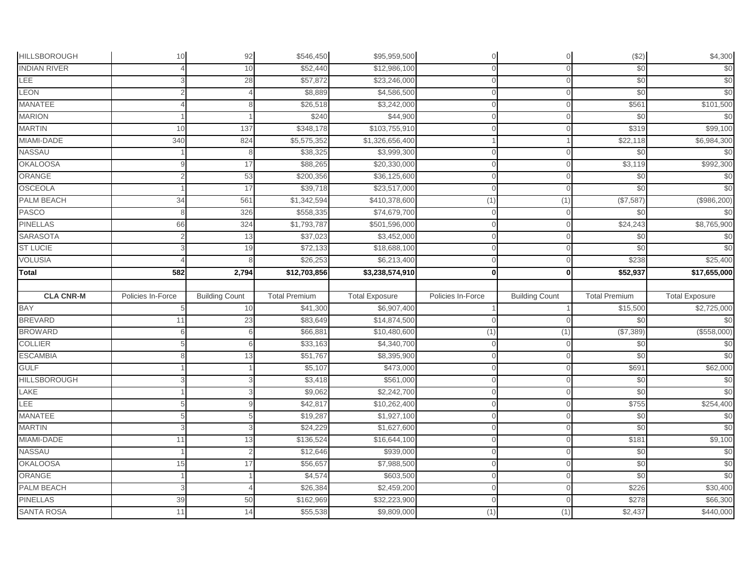| | | | | | | | | |
|---|---|---|---|---|---|---|---|---|
| HILLSBOROUGH | 10 | 92 | $546,450 | $95,959,500 | 0 | 0 | ($2) | $4,300 |
| INDIAN RIVER | 4 | 10 | $52,440 | $12,986,100 | 0 | 0 | $0 | $0 |
| LEE | 3 | 28 | $57,872 | $23,246,000 | 0 | 0 | $0 | $0 |
| LEON | 2 | 4 | $8,889 | $4,586,500 | 0 | 0 | $0 | $0 |
| MANATEE | 4 | 8 | $26,518 | $3,242,000 | 0 | 0 | $561 | $101,500 |
| MARION | 1 | 1 | $240 | $44,900 | 0 | 0 | $0 | $0 |
| MARTIN | 10 | 137 | $348,178 | $103,755,910 | 0 | 0 | $319 | $99,100 |
| MIAMI-DADE | 340 | 824 | $5,575,352 | $1,326,656,400 | 1 | 1 | $22,118 | $6,984,300 |
| NASSAU | 1 | 8 | $38,325 | $3,999,300 | 0 | 0 | $0 | $0 |
| OKALOOSA | 9 | 17 | $88,265 | $20,330,000 | 0 | 0 | $3,119 | $992,300 |
| ORANGE | 2 | 53 | $200,356 | $36,125,600 | 0 | 0 | $0 | $0 |
| OSCEOLA | 1 | 17 | $39,718 | $23,517,000 | 0 | 0 | $0 | $0 |
| PALM BEACH | 34 | 561 | $1,342,594 | $410,378,600 | (1) | (1) | ($7,587) | ($986,200) |
| PASCO | 8 | 326 | $558,335 | $74,679,700 | 0 | 0 | $0 | $0 |
| PINELLAS | 66 | 324 | $1,793,787 | $501,596,000 | 0 | 0 | $24,243 | $8,765,900 |
| SARASOTA | 2 | 13 | $37,023 | $3,452,000 | 0 | 0 | $0 | $0 |
| ST LUCIE | 3 | 19 | $72,133 | $18,688,100 | 0 | 0 | $0 | $0 |
| VOLUSIA | 4 | 8 | $26,253 | $6,213,400 | 0 | 0 | $238 | $25,400 |
| **Total** | **582** | **2,794** | **$12,703,856** | **$3,238,574,910** | **0** | **0** | **$52,937** | **$17,655,000** |

| CLA CNR-M | Policies In-Force | Building Count | Total Premium | Total Exposure | Policies In-Force | Building Count | Total Premium | Total Exposure |
|---|---|---|---|---|---|---|---|---|
| BAY | 5 | 10 | $41,300 | $6,907,400 | 1 | 1 | $15,500 | $2,725,000 |
| BREVARD | 11 | 23 | $83,649 | $14,874,500 | 0 | 0 | $0 | $0 |
| BROWARD | 6 | 6 | $66,881 | $10,480,600 | (1) | (1) | ($7,389) | ($558,000) |
| COLLIER | 5 | 6 | $33,163 | $4,340,700 | 0 | 0 | $0 | $0 |
| ESCAMBIA | 8 | 13 | $51,767 | $8,395,900 | 0 | 0 | $0 | $0 |
| GULF | 1 | 1 | $5,107 | $473,000 | 0 | 0 | $691 | $62,000 |
| HILLSBOROUGH | 3 | 3 | $3,418 | $561,000 | 0 | 0 | $0 | $0 |
| LAKE | 1 | 3 | $9,062 | $2,242,700 | 0 | 0 | $0 | $0 |
| LEE | 5 | 9 | $42,817 | $10,262,400 | 0 | 0 | $755 | $254,400 |
| MANATEE | 5 | 5 | $19,287 | $1,927,100 | 0 | 0 | $0 | $0 |
| MARTIN | 3 | 3 | $24,229 | $1,627,600 | 0 | 0 | $0 | $0 |
| MIAMI-DADE | 11 | 13 | $136,524 | $16,644,100 | 0 | 0 | $181 | $9,100 |
| NASSAU | 1 | 2 | $12,646 | $939,000 | 0 | 0 | $0 | $0 |
| OKALOOSA | 15 | 17 | $56,657 | $7,988,500 | 0 | 0 | $0 | $0 |
| ORANGE | 1 | 1 | $4,574 | $603,500 | 0 | 0 | $0 | $0 |
| PALM BEACH | 3 | 4 | $26,384 | $2,459,200 | 0 | 0 | $226 | $30,400 |
| PINELLAS | 39 | 50 | $162,969 | $32,223,900 | 0 | 0 | $278 | $66,300 |
| SANTA ROSA | 11 | 14 | $55,538 | $9,809,000 | (1) | (1) | $2,437 | $440,000 |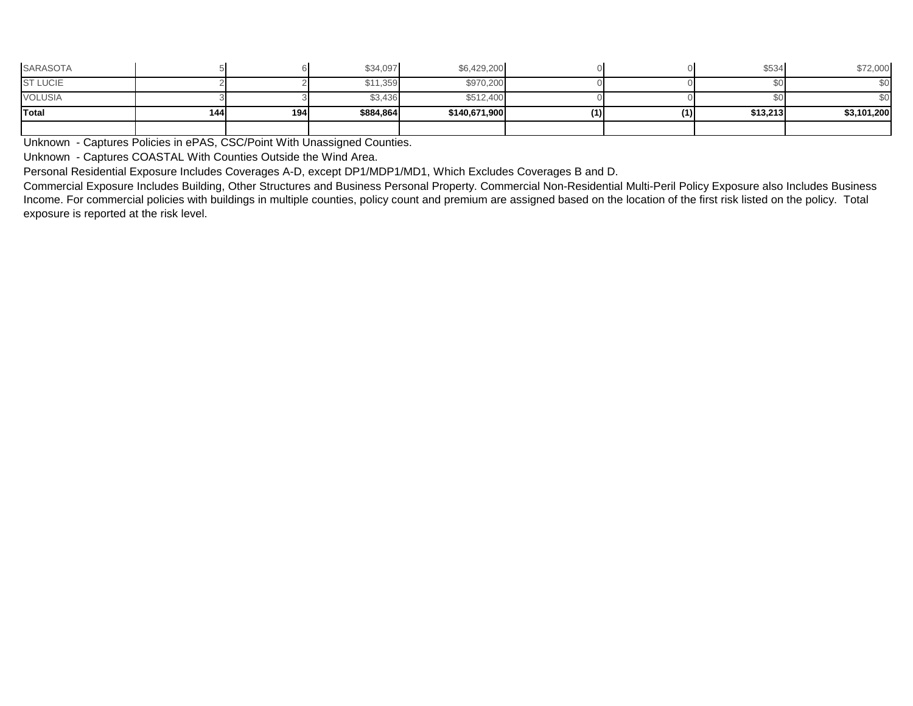| | | | | | | | | |
|---|---|---|---|---|---|---|---|---|
| SARASOTA | 5 | 6 | $34,097 | $6,429,200 | 0 | 0 | $534 | $72,000 |
| ST LUCIE | 2 | 2 | $11,359 | $970,200 | 0 | 0 | $0 | $0 |
| VOLUSIA | 3 | 3 | $3,436 | $512,400 | 0 | 0 | $0 | $0 |
| **Total** | **144** | **194** | **$884,864** | **$140,671,900** | **(1)** | **(1)** | **$13,213** | **$3,101,200** |
| | | | | | | | | |

Unknown - Captures Policies in ePAS, CSC/Point With Unassigned Counties.

Unknown - Captures COASTAL With Counties Outside the Wind Area.

Personal Residential Exposure Includes Coverages A-D, except DP1/MDP1/MD1, Which Excludes Coverages B and D.

Commercial Exposure Includes Building, Other Structures and Business Personal Property. Commercial Non-Residential Multi-Peril Policy Exposure also Includes Business Income. For commercial policies with buildings in multiple counties, policy count and premium are assigned based on the location of the first risk listed on the policy. Total exposure is reported at the risk level.